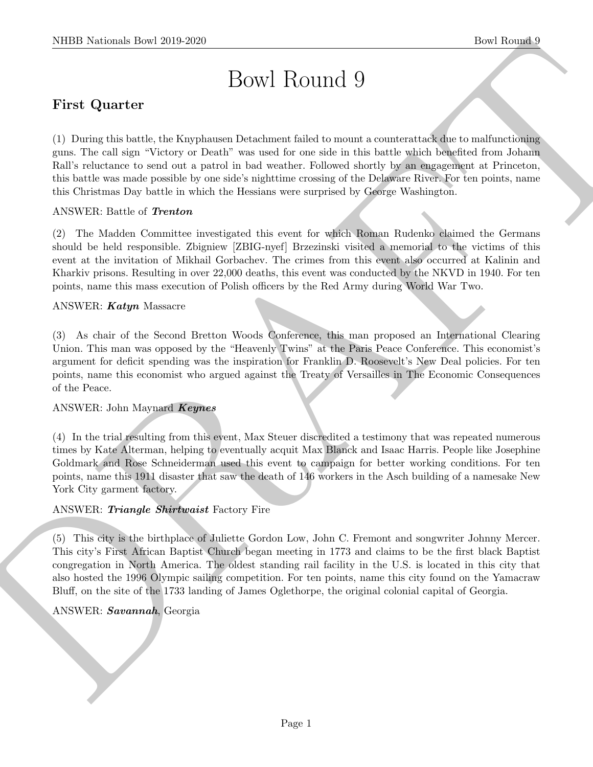# Bowl Round 9

## First Quarter

(1) During this battle, the Knyphausen Detachment failed to mount a counterattack due to malfunctioning guns. The call sign "Victory or Death" was used for one side in this battle which benefited from Johann Rall's reluctance to send out a patrol in bad weather. Followed shortly by an engagement at Princeton, this battle was made possible by one side's nighttime crossing of the Delaware River. For ten points, name this Christmas Day battle in which the Hessians were surprised by George Washington.

ANSWER: Battle of ***Trenton***

(2) The Madden Committee investigated this event for which Roman Rudenko claimed the Germans should be held responsible. Zbigniew [ZBIG-nyef] Brzezinski visited a memorial to the victims of this event at the invitation of Mikhail Gorbachev. The crimes from this event also occurred at Kalinin and Kharkiv prisons. Resulting in over 22,000 deaths, this event was conducted by the NKVD in 1940. For ten points, name this mass execution of Polish officers by the Red Army during World War Two.

ANSWER: ***Katyn*** Massacre

(3) As chair of the Second Bretton Woods Conference, this man proposed an International Clearing Union. This man was opposed by the "Heavenly Twins" at the Paris Peace Conference. This economist's argument for deficit spending was the inspiration for Franklin D. Roosevelt's New Deal policies. For ten points, name this economist who argued against the Treaty of Versailles in The Economic Consequences of the Peace.

ANSWER: John Maynard ***Keynes***

(4) In the trial resulting from this event, Max Steuer discredited a testimony that was repeated numerous times by Kate Alterman, helping to eventually acquit Max Blanck and Isaac Harris. People like Josephine Goldmark and Rose Schneiderman used this event to campaign for better working conditions. For ten points, name this 1911 disaster that saw the death of 146 workers in the Asch building of a namesake New York City garment factory.

ANSWER: ***Triangle Shirtwaist*** Factory Fire

(5) This city is the birthplace of Juliette Gordon Low, John C. Fremont and songwriter Johnny Mercer. This city's First African Baptist Church began meeting in 1773 and claims to be the first black Baptist congregation in North America. The oldest standing rail facility in the U.S. is located in this city that also hosted the 1996 Olympic sailing competition. For ten points, name this city found on the Yamacraw Bluff, on the site of the 1733 landing of James Oglethorpe, the original colonial capital of Georgia.

ANSWER: ***Savannah***, Georgia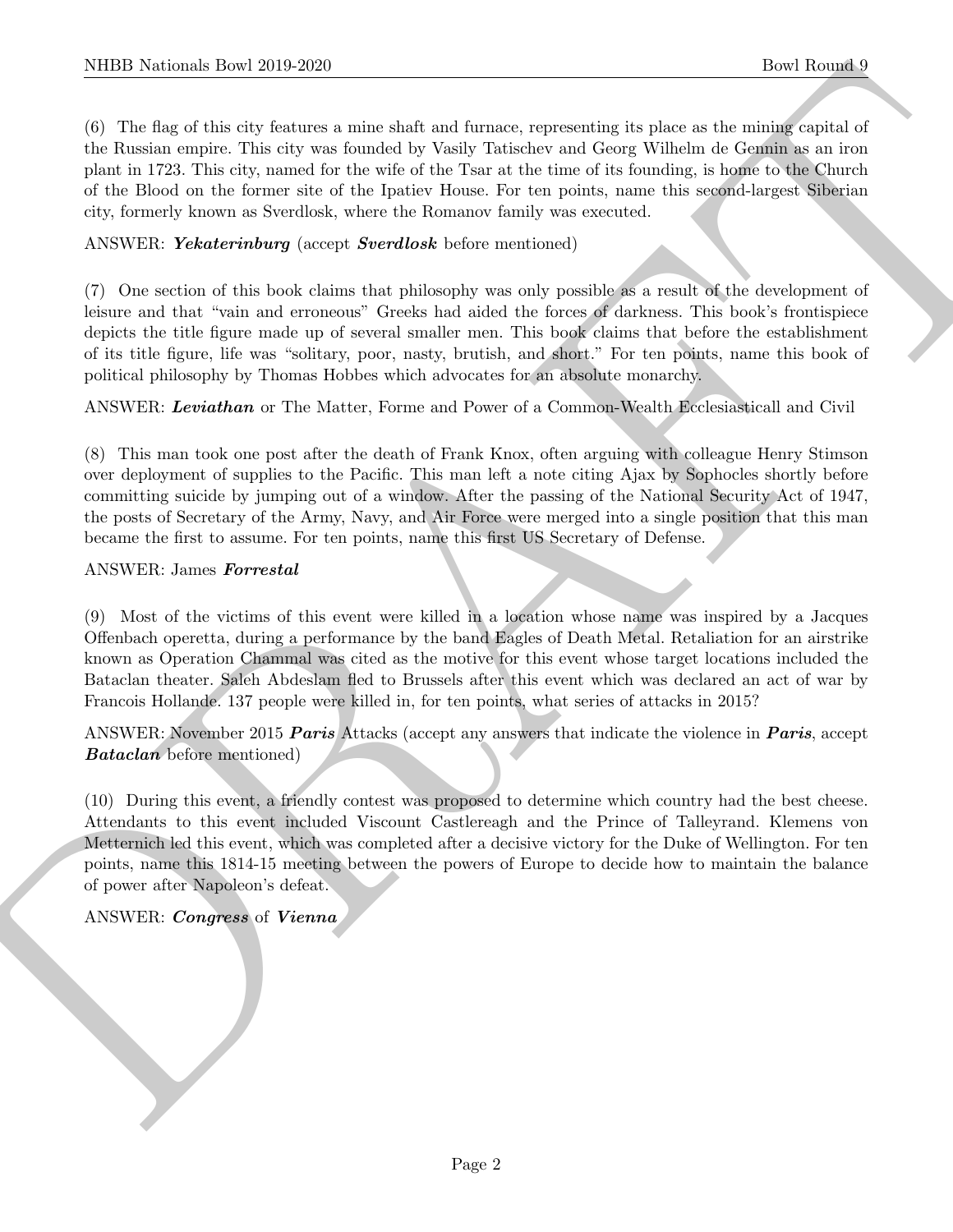(6) The flag of this city features a mine shaft and furnace, representing its place as the mining capital of the Russian empire. This city was founded by Vasily Tatischev and Georg Wilhelm de Gennin as an iron plant in 1723. This city, named for the wife of the Tsar at the time of its founding, is home to the Church of the Blood on the former site of the Ipatiev House. For ten points, name this second-largest Siberian city, formerly known as Sverdlosk, where the Romanov family was executed.

ANSWER: ***Yekaterinburg*** (accept ***Sverdlosk*** before mentioned)

(7) One section of this book claims that philosophy was only possible as a result of the development of leisure and that "vain and erroneous" Greeks had aided the forces of darkness. This book's frontispiece depicts the title figure made up of several smaller men. This book claims that before the establishment of its title figure, life was "solitary, poor, nasty, brutish, and short." For ten points, name this book of political philosophy by Thomas Hobbes which advocates for an absolute monarchy.

ANSWER: ***Leviathan*** or The Matter, Forme and Power of a Common-Wealth Ecclesiasticall and Civil

(8) This man took one post after the death of Frank Knox, often arguing with colleague Henry Stimson over deployment of supplies to the Pacific. This man left a note citing Ajax by Sophocles shortly before committing suicide by jumping out of a window. After the passing of the National Security Act of 1947, the posts of Secretary of the Army, Navy, and Air Force were merged into a single position that this man became the first to assume. For ten points, name this first US Secretary of Defense.

ANSWER: James ***Forrestal***

(9) Most of the victims of this event were killed in a location whose name was inspired by a Jacques Offenbach operetta, during a performance by the band Eagles of Death Metal. Retaliation for an airstrike known as Operation Chammal was cited as the motive for this event whose target locations included the Bataclan theater. Saleh Abdeslam fled to Brussels after this event which was declared an act of war by Francois Hollande. 137 people were killed in, for ten points, what series of attacks in 2015?

ANSWER: November 2015 ***Paris*** Attacks (accept any answers that indicate the violence in ***Paris***, accept ***Bataclan*** before mentioned)

(10) During this event, a friendly contest was proposed to determine which country had the best cheese. Attendants to this event included Viscount Castlereagh and the Prince of Talleyrand. Klemens von Metternich led this event, which was completed after a decisive victory for the Duke of Wellington. For ten points, name this 1814-15 meeting between the powers of Europe to decide how to maintain the balance of power after Napoleon's defeat.

ANSWER: ***Congress*** of ***Vienna***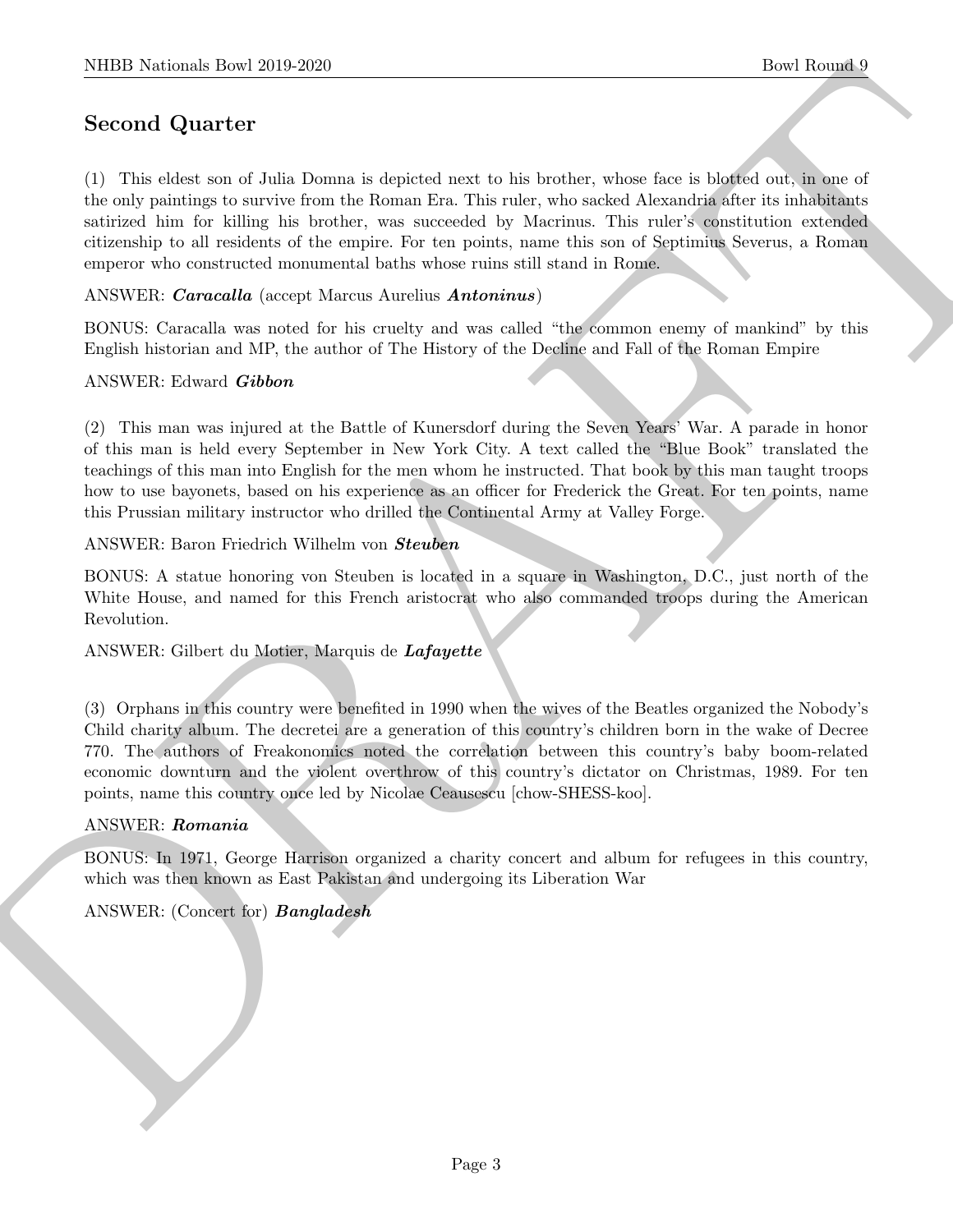## Second Quarter

(1) This eldest son of Julia Domna is depicted next to his brother, whose face is blotted out, in one of the only paintings to survive from the Roman Era. This ruler, who sacked Alexandria after its inhabitants satirized him for killing his brother, was succeeded by Macrinus. This ruler's constitution extended citizenship to all residents of the empire. For ten points, name this son of Septimius Severus, a Roman emperor who constructed monumental baths whose ruins still stand in Rome.

ANSWER: ***Caracalla*** (accept Marcus Aurelius ***Antoninus***)

BONUS: Caracalla was noted for his cruelty and was called "the common enemy of mankind" by this English historian and MP, the author of The History of the Decline and Fall of the Roman Empire

ANSWER: Edward ***Gibbon***

(2) This man was injured at the Battle of Kunersdorf during the Seven Years' War. A parade in honor of this man is held every September in New York City. A text called the "Blue Book" translated the teachings of this man into English for the men whom he instructed. That book by this man taught troops how to use bayonets, based on his experience as an officer for Frederick the Great. For ten points, name this Prussian military instructor who drilled the Continental Army at Valley Forge.

ANSWER: Baron Friedrich Wilhelm von ***Steuben***

BONUS: A statue honoring von Steuben is located in a square in Washington, D.C., just north of the White House, and named for this French aristocrat who also commanded troops during the American Revolution.

ANSWER: Gilbert du Motier, Marquis de ***Lafayette***

(3) Orphans in this country were benefited in 1990 when the wives of the Beatles organized the Nobody's Child charity album. The decretei are a generation of this country's children born in the wake of Decree 770. The authors of Freakonomics noted the correlation between this country's baby boom-related economic downturn and the violent overthrow of this country's dictator on Christmas, 1989. For ten points, name this country once led by Nicolae Ceausescu [chow-SHESS-koo].

ANSWER: ***Romania***

BONUS: In 1971, George Harrison organized a charity concert and album for refugees in this country, which was then known as East Pakistan and undergoing its Liberation War

ANSWER: (Concert for) ***Bangladesh***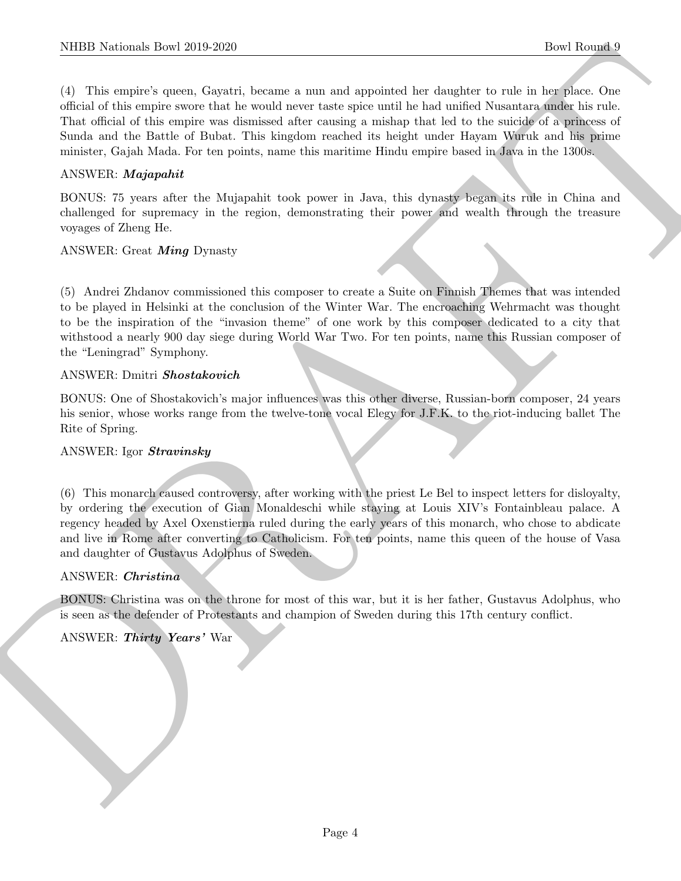(4) This empire's queen, Gayatri, became a nun and appointed her daughter to rule in her place. One official of this empire swore that he would never taste spice until he had unified Nusantara under his rule. That official of this empire was dismissed after causing a mishap that led to the suicide of a princess of Sunda and the Battle of Bubat. This kingdom reached its height under Hayam Wuruk and his prime minister, Gajah Mada. For ten points, name this maritime Hindu empire based in Java in the 1300s.

ANSWER: ***Majapahit***

BONUS: 75 years after the Mujapahit took power in Java, this dynasty began its rule in China and challenged for supremacy in the region, demonstrating their power and wealth through the treasure voyages of Zheng He.

ANSWER: Great ***Ming*** Dynasty

(5) Andrei Zhdanov commissioned this composer to create a Suite on Finnish Themes that was intended to be played in Helsinki at the conclusion of the Winter War. The encroaching Wehrmacht was thought to be the inspiration of the "invasion theme" of one work by this composer dedicated to a city that withstood a nearly 900 day siege during World War Two. For ten points, name this Russian composer of the "Leningrad" Symphony.

ANSWER: Dmitri ***Shostakovich***

BONUS: One of Shostakovich's major influences was this other diverse, Russian-born composer, 24 years his senior, whose works range from the twelve-tone vocal Elegy for J.F.K. to the riot-inducing ballet The Rite of Spring.

ANSWER: Igor ***Stravinsky***

(6) This monarch caused controversy, after working with the priest Le Bel to inspect letters for disloyalty, by ordering the execution of Gian Monaldeschi while staying at Louis XIV's Fontainbleau palace. A regency headed by Axel Oxenstierna ruled during the early years of this monarch, who chose to abdicate and live in Rome after converting to Catholicism. For ten points, name this queen of the house of Vasa and daughter of Gustavus Adolphus of Sweden.

ANSWER: ***Christina***

BONUS: Christina was on the throne for most of this war, but it is her father, Gustavus Adolphus, who is seen as the defender of Protestants and champion of Sweden during this 17th century conflict.

ANSWER: ***Thirty Years'*** War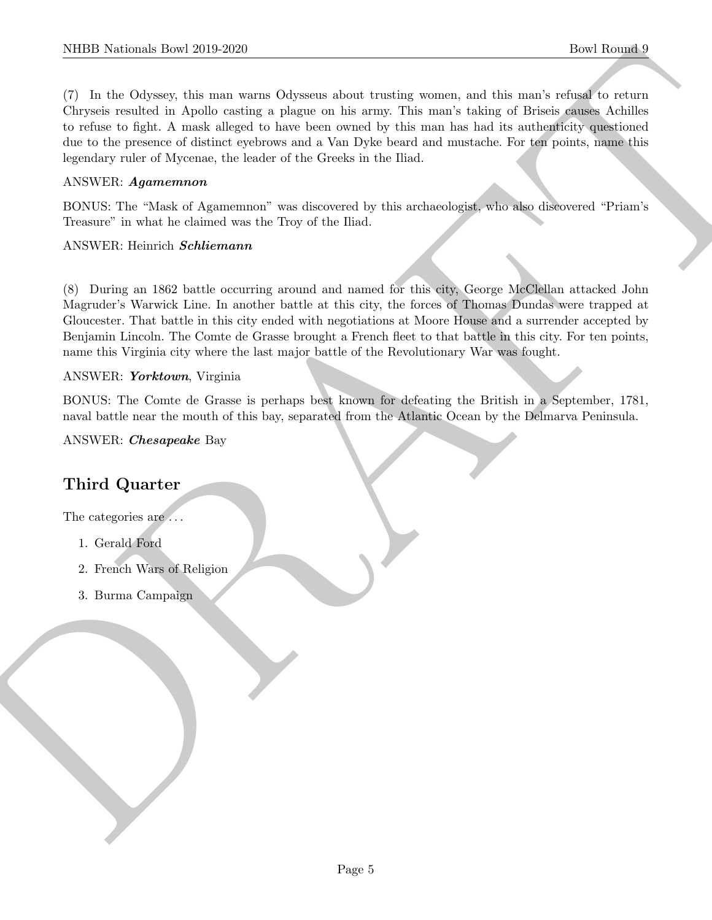(7) In the Odyssey, this man warns Odysseus about trusting women, and this man's refusal to return Chryseis resulted in Apollo casting a plague on his army. This man's taking of Briseis causes Achilles to refuse to fight. A mask alleged to have been owned by this man has had its authenticity questioned due to the presence of distinct eyebrows and a Van Dyke beard and mustache. For ten points, name this legendary ruler of Mycenae, the leader of the Greeks in the Iliad.

ANSWER: ***Agamemnon***

BONUS: The "Mask of Agamemnon" was discovered by this archaeologist, who also discovered "Priam's Treasure" in what he claimed was the Troy of the Iliad.

ANSWER: Heinrich ***Schliemann***

(8) During an 1862 battle occurring around and named for this city, George McClellan attacked John Magruder's Warwick Line. In another battle at this city, the forces of Thomas Dundas were trapped at Gloucester. That battle in this city ended with negotiations at Moore House and a surrender accepted by Benjamin Lincoln. The Comte de Grasse brought a French fleet to that battle in this city. For ten points, name this Virginia city where the last major battle of the Revolutionary War was fought.

ANSWER: ***Yorktown***, Virginia

BONUS: The Comte de Grasse is perhaps best known for defeating the British in a September, 1781, naval battle near the mouth of this bay, separated from the Atlantic Ocean by the Delmarva Peninsula.

ANSWER: ***Chesapeake*** Bay

## Third Quarter

The categories are . . .

1. Gerald Ford
2. French Wars of Religion
3. Burma Campaign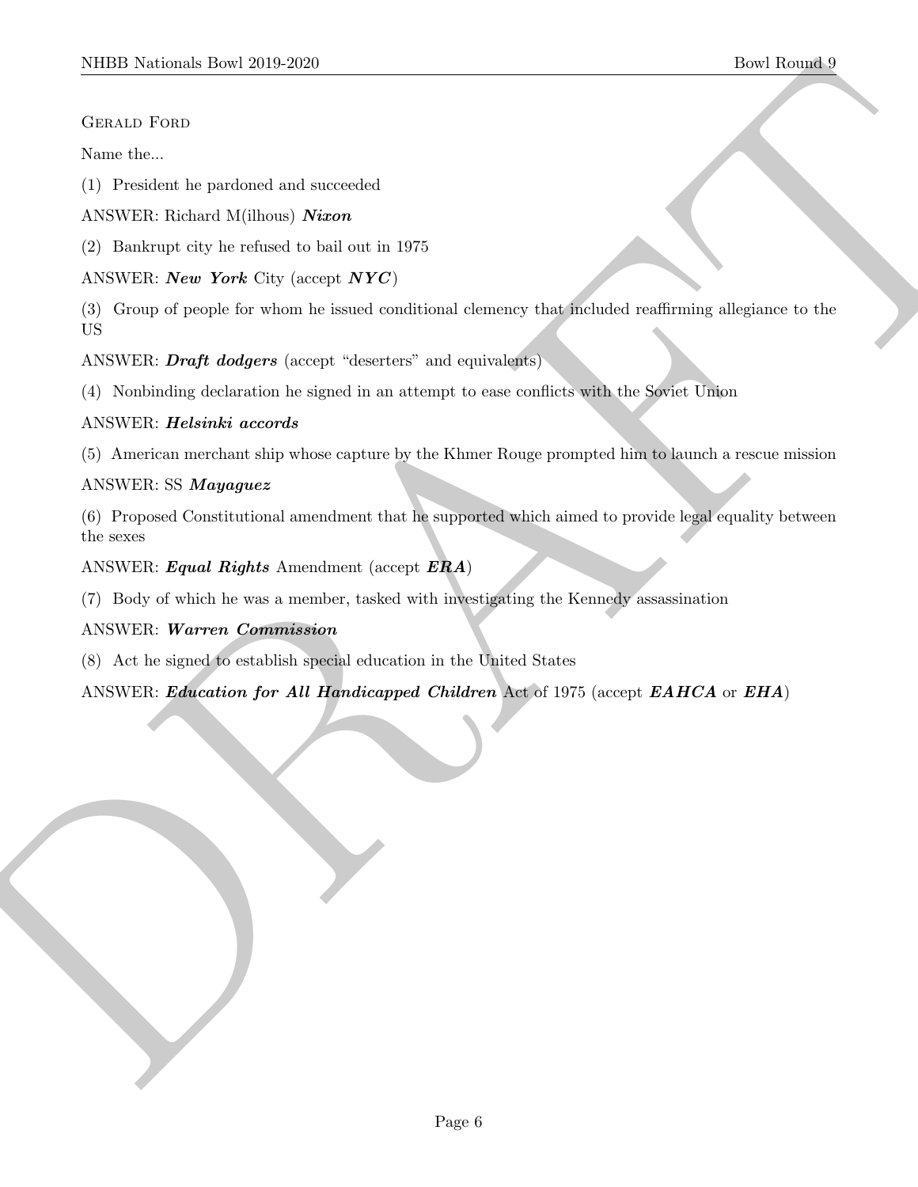Gerald Ford

Name the...

(1) President he pardoned and succeeded

ANSWER: Richard M(ilhous) ***Nixon***

(2) Bankrupt city he refused to bail out in 1975

ANSWER: ***New York*** City (accept ***NYC***)

(3) Group of people for whom he issued conditional clemency that included reaffirming allegiance to the US

ANSWER: ***Draft dodgers*** (accept "deserters" and equivalents)

(4) Nonbinding declaration he signed in an attempt to ease conflicts with the Soviet Union

ANSWER: ***Helsinki accords***

(5) American merchant ship whose capture by the Khmer Rouge prompted him to launch a rescue mission

ANSWER: SS ***Mayaguez***

(6) Proposed Constitutional amendment that he supported which aimed to provide legal equality between the sexes

ANSWER: ***Equal Rights*** Amendment (accept ***ERA***)

(7) Body of which he was a member, tasked with investigating the Kennedy assassination

ANSWER: ***Warren Commission***

(8) Act he signed to establish special education in the United States

ANSWER: ***Education for All Handicapped Children*** Act of 1975 (accept ***EAHCA*** or ***EHA***)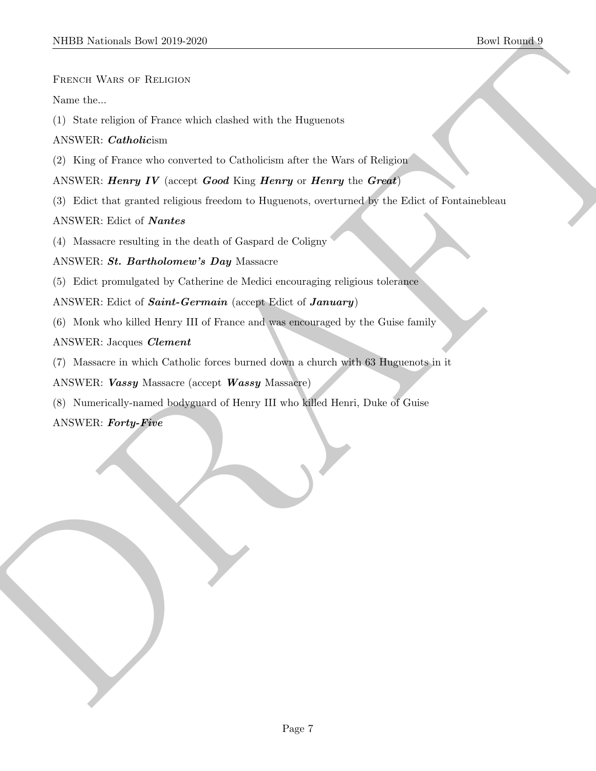French Wars of Religion

Name the...

(1) State religion of France which clashed with the Huguenots

ANSWER: ***Catholic***ism

(2) King of France who converted to Catholicism after the Wars of Religion

ANSWER: ***Henry IV*** (accept ***Good*** King ***Henry*** or ***Henry*** the ***Great***)

(3) Edict that granted religious freedom to Huguenots, overturned by the Edict of Fontainebleau

ANSWER: Edict of ***Nantes***

(4) Massacre resulting in the death of Gaspard de Coligny

ANSWER: ***St. Bartholomew's Day*** Massacre

(5) Edict promulgated by Catherine de Medici encouraging religious tolerance

ANSWER: Edict of ***Saint-Germain*** (accept Edict of ***January***)

(6) Monk who killed Henry III of France and was encouraged by the Guise family

ANSWER: Jacques ***Clement***

(7) Massacre in which Catholic forces burned down a church with 63 Huguenots in it

ANSWER: ***Vassy*** Massacre (accept ***Wassy*** Massacre)

(8) Numerically-named bodyguard of Henry III who killed Henri, Duke of Guise

ANSWER: ***Forty-Five***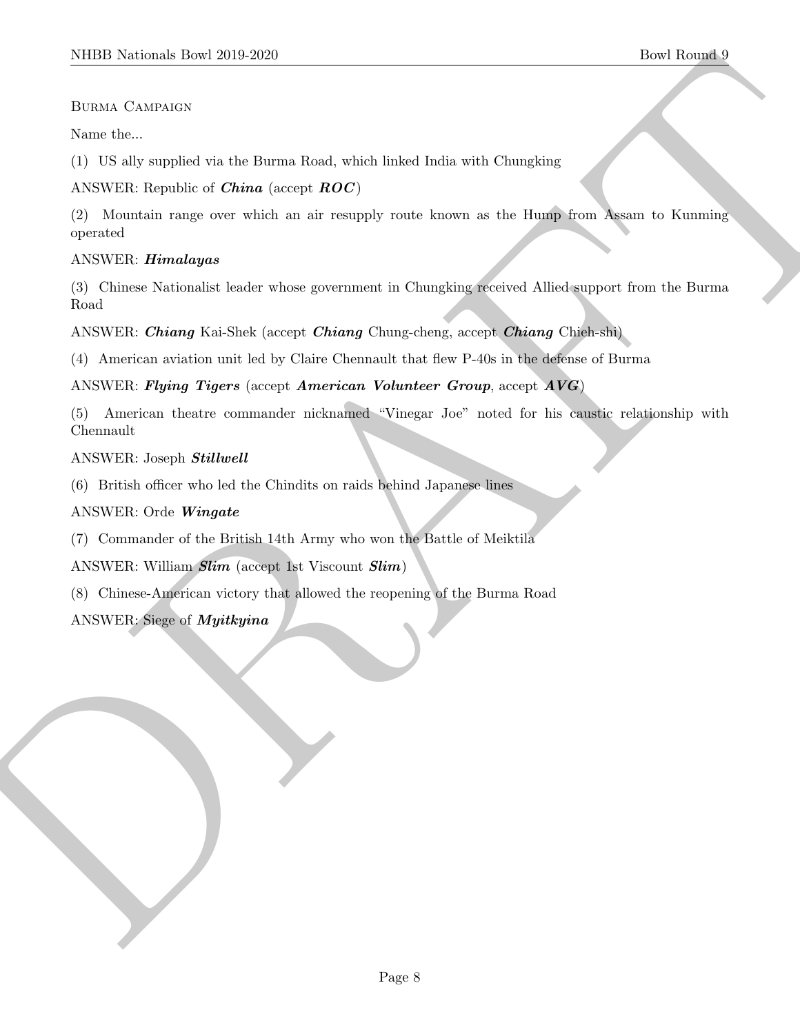Burma Campaign

Name the...

(1) US ally supplied via the Burma Road, which linked India with Chungking

ANSWER: Republic of ***China*** (accept ***ROC***)

(2) Mountain range over which an air resupply route known as the Hump from Assam to Kunming operated

ANSWER: ***Himalayas***

(3) Chinese Nationalist leader whose government in Chungking received Allied support from the Burma Road

ANSWER: ***Chiang*** Kai-Shek (accept ***Chiang*** Chung-cheng, accept ***Chiang*** Chieh-shi)

(4) American aviation unit led by Claire Chennault that flew P-40s in the defense of Burma

ANSWER: ***Flying Tigers*** (accept ***American Volunteer Group***, accept ***AVG***)

(5) American theatre commander nicknamed "Vinegar Joe" noted for his caustic relationship with Chennault

ANSWER: Joseph ***Stillwell***

(6) British officer who led the Chindits on raids behind Japanese lines

ANSWER: Orde ***Wingate***

(7) Commander of the British 14th Army who won the Battle of Meiktila

ANSWER: William ***Slim*** (accept 1st Viscount ***Slim***)

(8) Chinese-American victory that allowed the reopening of the Burma Road

ANSWER: Siege of ***Myitkyina***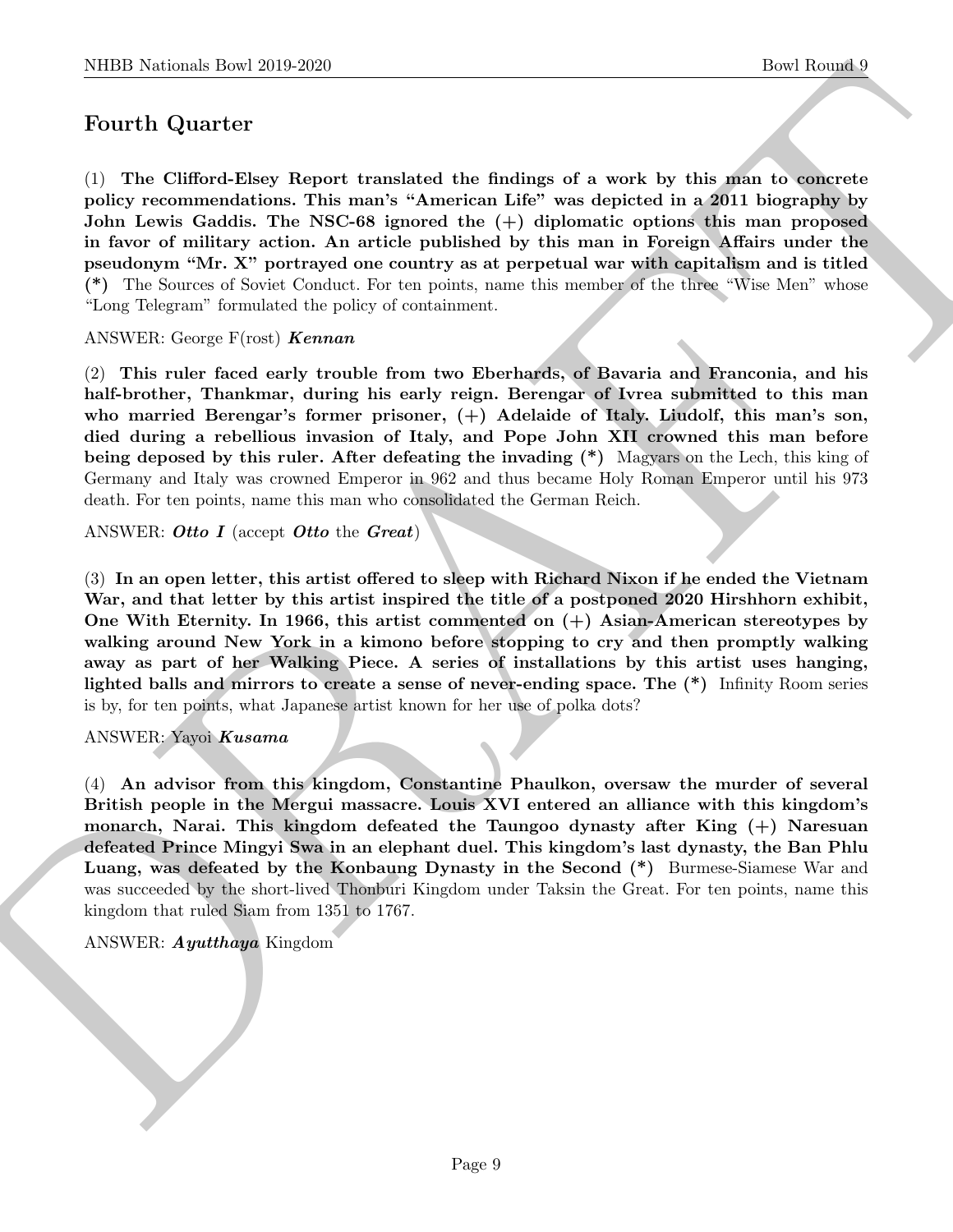# Fourth Quarter

(1) **The Clifford-Elsey Report translated the findings of a work by this man to concrete policy recommendations. This man's "American Life" was depicted in a 2011 biography by John Lewis Gaddis. The NSC-68 ignored the (+) diplomatic options this man proposed in favor of military action. An article published by this man in Foreign Affairs under the pseudonym "Mr. X" portrayed one country as at perpetual war with capitalism and is titled (*)** The Sources of Soviet Conduct. For ten points, name this member of the three "Wise Men" whose "Long Telegram" formulated the policy of containment.

ANSWER: George F(rost) ***Kennan***

(2) **This ruler faced early trouble from two Eberhards, of Bavaria and Franconia, and his half-brother, Thankmar, during his early reign. Berengar of Ivrea submitted to this man who married Berengar's former prisoner, (+) Adelaide of Italy. Liudolf, this man's son, died during a rebellious invasion of Italy, and Pope John XII crowned this man before being deposed by this ruler. After defeating the invading (*)** Magyars on the Lech, this king of Germany and Italy was crowned Emperor in 962 and thus became Holy Roman Emperor until his 973 death. For ten points, name this man who consolidated the German Reich.

ANSWER: ***Otto I*** (accept ***Otto*** the ***Great***)

(3) **In an open letter, this artist offered to sleep with Richard Nixon if he ended the Vietnam War, and that letter by this artist inspired the title of a postponed 2020 Hirshhorn exhibit, One With Eternity. In 1966, this artist commented on (+) Asian-American stereotypes by walking around New York in a kimono before stopping to cry and then promptly walking away as part of her Walking Piece. A series of installations by this artist uses hanging, lighted balls and mirrors to create a sense of never-ending space. The (*)** Infinity Room series is by, for ten points, what Japanese artist known for her use of polka dots?

ANSWER: Yayoi ***Kusama***

(4) **An advisor from this kingdom, Constantine Phaulkon, oversaw the murder of several British people in the Mergui massacre. Louis XVI entered an alliance with this kingdom's monarch, Narai. This kingdom defeated the Taungoo dynasty after King (+) Naresuan defeated Prince Mingyi Swa in an elephant duel. This kingdom's last dynasty, the Ban Phlu Luang, was defeated by the Konbaung Dynasty in the Second (*)** Burmese-Siamese War and was succeeded by the short-lived Thonburi Kingdom under Taksin the Great. For ten points, name this kingdom that ruled Siam from 1351 to 1767.

ANSWER: ***Ayutthaya*** Kingdom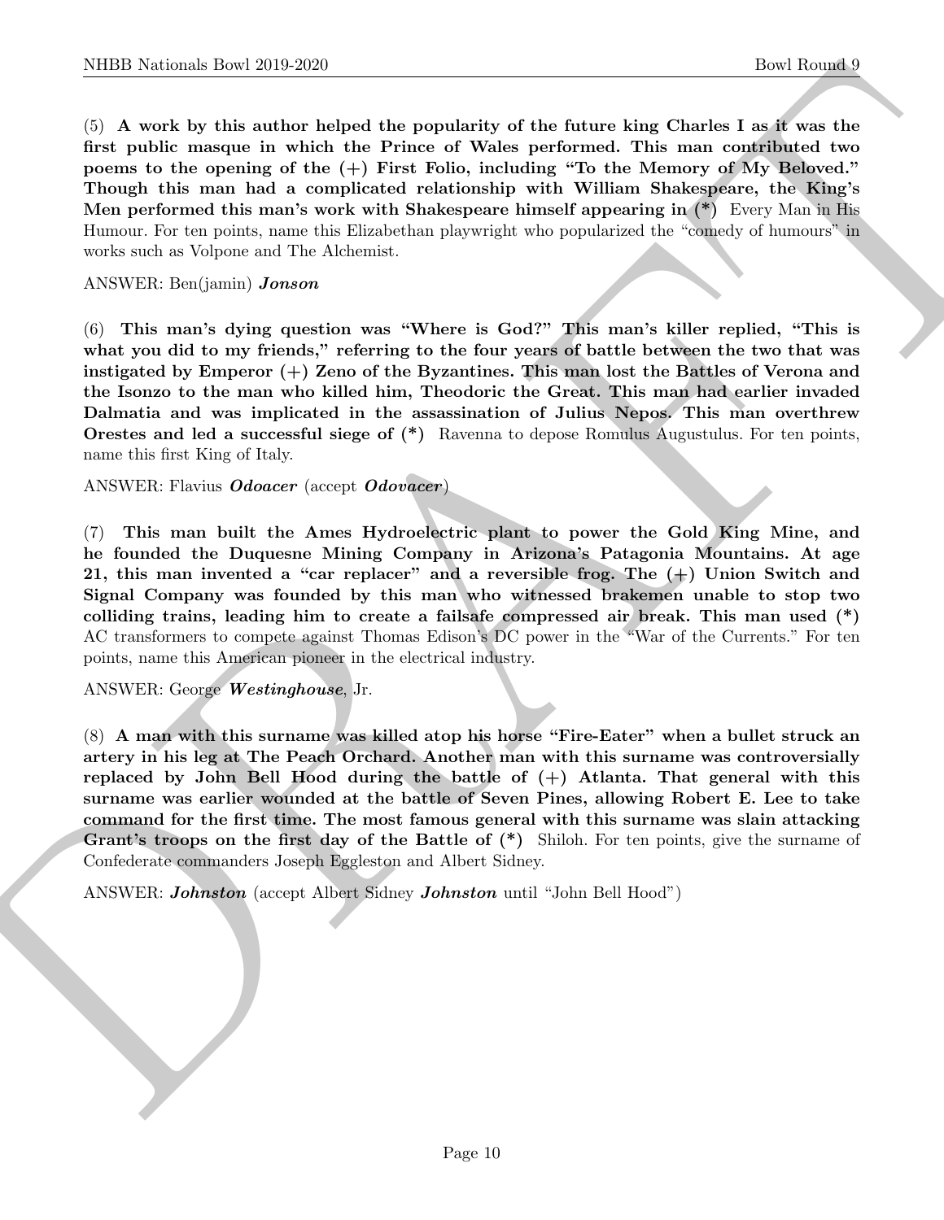(5) **A work by this author helped the popularity of the future king Charles I as it was the first public masque in which the Prince of Wales performed. This man contributed two poems to the opening of the (+) First Folio, including "To the Memory of My Beloved." Though this man had a complicated relationship with William Shakespeare, the King's Men performed this man's work with Shakespeare himself appearing in (*)** Every Man in His Humour. For ten points, name this Elizabethan playwright who popularized the "comedy of humours" in works such as Volpone and The Alchemist.

ANSWER: Ben(jamin) ***Jonson***

(6) **This man's dying question was "Where is God?" This man's killer replied, "This is what you did to my friends," referring to the four years of battle between the two that was instigated by Emperor (+) Zeno of the Byzantines. This man lost the Battles of Verona and the Isonzo to the man who killed him, Theodoric the Great. This man had earlier invaded Dalmatia and was implicated in the assassination of Julius Nepos. This man overthrew Orestes and led a successful siege of (*)** Ravenna to depose Romulus Augustulus. For ten points, name this first King of Italy.

ANSWER: Flavius ***Odoacer*** (accept ***Odovacer***)

(7) **This man built the Ames Hydroelectric plant to power the Gold King Mine, and he founded the Duquesne Mining Company in Arizona's Patagonia Mountains. At age 21, this man invented a "car replacer" and a reversible frog. The (+) Union Switch and Signal Company was founded by this man who witnessed brakemen unable to stop two colliding trains, leading him to create a failsafe compressed air break. This man used (*)** AC transformers to compete against Thomas Edison's DC power in the "War of the Currents." For ten points, name this American pioneer in the electrical industry.

ANSWER: George ***Westinghouse***, Jr.

(8) **A man with this surname was killed atop his horse "Fire-Eater" when a bullet struck an artery in his leg at The Peach Orchard. Another man with this surname was controversially replaced by John Bell Hood during the battle of (+) Atlanta. That general with this surname was earlier wounded at the battle of Seven Pines, allowing Robert E. Lee to take command for the first time. The most famous general with this surname was slain attacking Grant's troops on the first day of the Battle of (*)** Shiloh. For ten points, give the surname of Confederate commanders Joseph Eggleston and Albert Sidney.

ANSWER: ***Johnston*** (accept Albert Sidney ***Johnston*** until "John Bell Hood")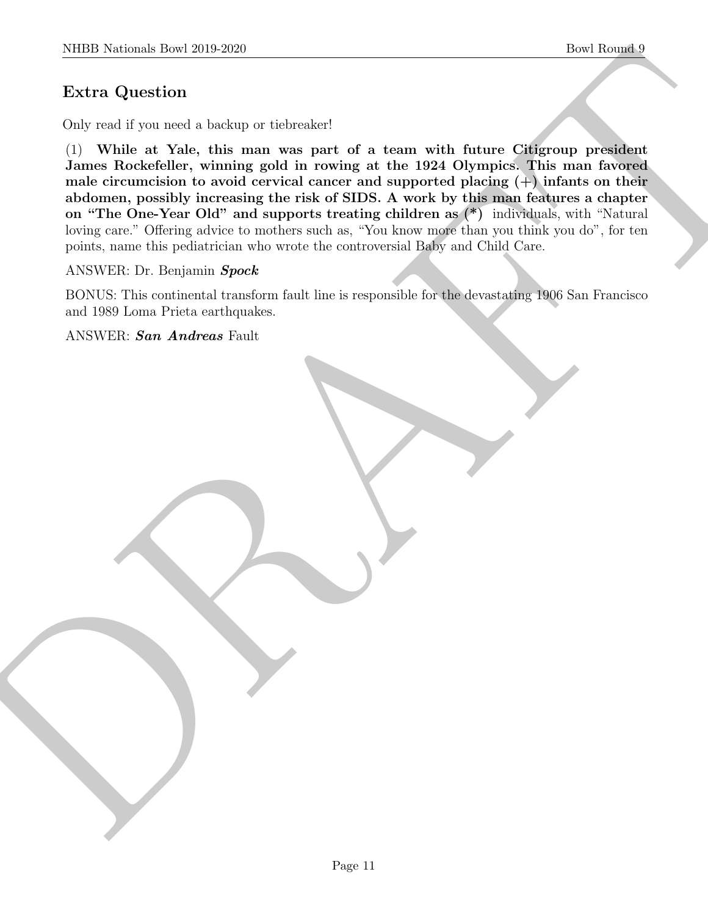## Extra Question

Only read if you need a backup or tiebreaker!

(1) **While at Yale, this man was part of a team with future Citigroup president James Rockefeller, winning gold in rowing at the 1924 Olympics. This man favored male circumcision to avoid cervical cancer and supported placing (+) infants on their abdomen, possibly increasing the risk of SIDS. A work by this man features a chapter on "The One-Year Old" and supports treating children as (*)** individuals, with "Natural loving care." Offering advice to mothers such as, "You know more than you think you do", for ten points, name this pediatrician who wrote the controversial Baby and Child Care.

ANSWER: Dr. Benjamin ***Spock***

BONUS: This continental transform fault line is responsible for the devastating 1906 San Francisco and 1989 Loma Prieta earthquakes.

ANSWER: ***San Andreas*** Fault